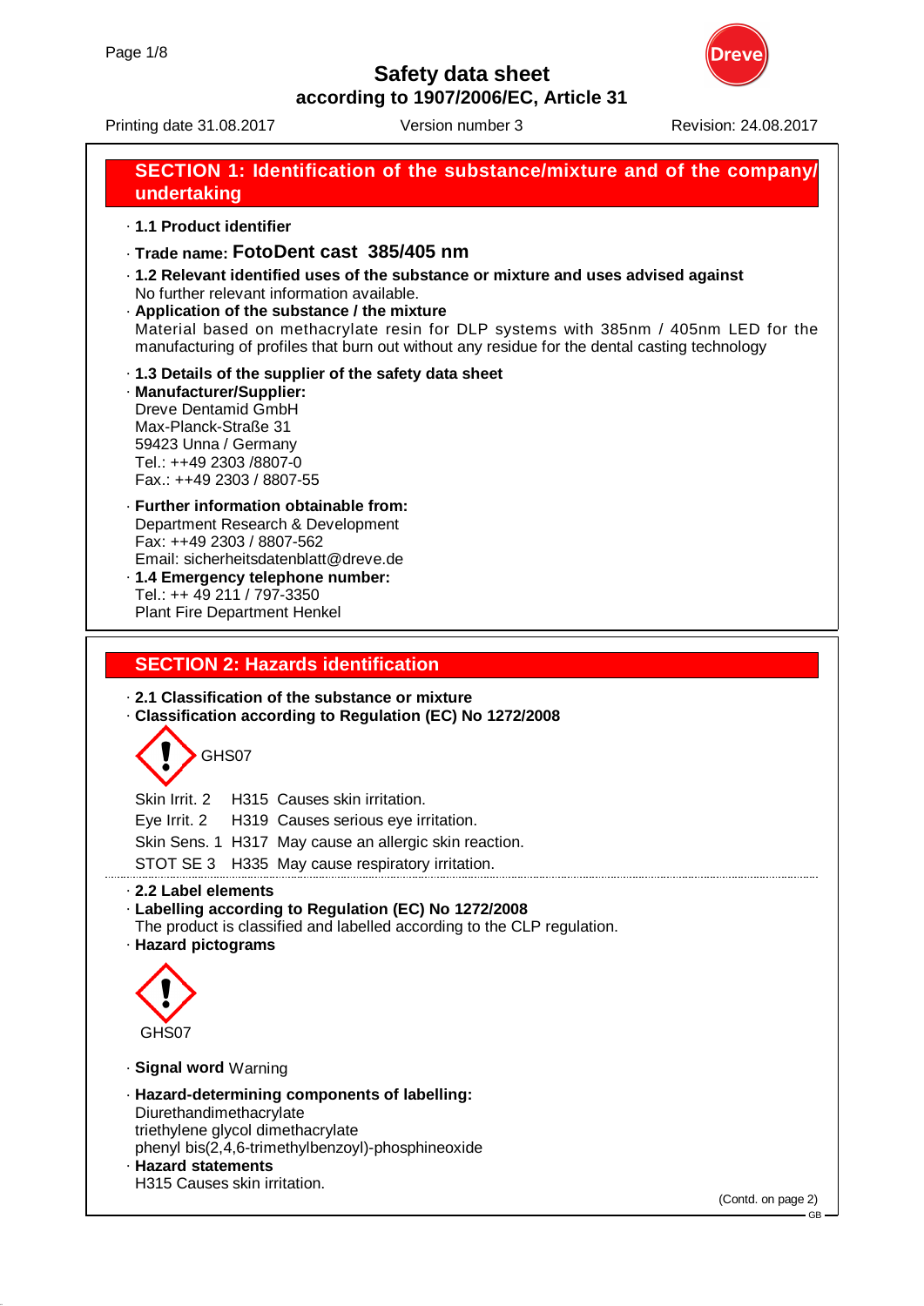# Safety data sheet

## according to 1907/2006/EC, Article 31

Printing date 31.08.2017 | Version number 3 | Revision: 24.08.2017

## SECTION 1: Identification of the substance/mixture and of the company/undertaking

· **1.1 Product identifier**

· **Trade name: FotoDent cast 385/405 nm**

· **1.2 Relevant identified uses of the substance or mixture and uses advised against**
No further relevant information available.

· **Application of the substance / the mixture**
Material based on methacrylate resin for DLP systems with 385nm / 405nm LED for the manufacturing of profiles that burn out without any residue for the dental casting technology

· **1.3 Details of the supplier of the safety data sheet**

· **Manufacturer/Supplier:**
Dreve Dentamid GmbH
Max-Planck-Straße 31
59423 Unna / Germany
Tel.: ++49 2303 /8807-0
Fax.: ++49 2303 / 8807-55

· **Further information obtainable from:**
Department Research & Development
Fax: ++49 2303 / 8807-562
Email: sicherheitsdatenblatt@dreve.de

· **1.4 Emergency telephone number:**
Tel.: ++ 49 211 / 797-3350
Plant Fire Department Henkel

## SECTION 2: Hazards identification

· **2.1 Classification of the substance or mixture**

· **Classification according to Regulation (EC) No 1272/2008**

GHS07

Skin Irrit. 2 H315 Causes skin irritation.

Eye Irrit. 2 H319 Causes serious eye irritation.

Skin Sens. 1 H317 May cause an allergic skin reaction.

STOT SE 3 H335 May cause respiratory irritation.

· **2.2 Label elements**

· **Labelling according to Regulation (EC) No 1272/2008**
The product is classified and labelled according to the CLP regulation.

· **Hazard pictograms**

GHS07

· **Signal word** Warning

· **Hazard-determining components of labelling:**
Diurethandimethacrylate
triethylene glycol dimethacrylate
phenyl bis(2,4,6-trimethylbenzoyl)-phosphineoxide

· **Hazard statements**
H315 Causes skin irritation.

(Contd. on page 2)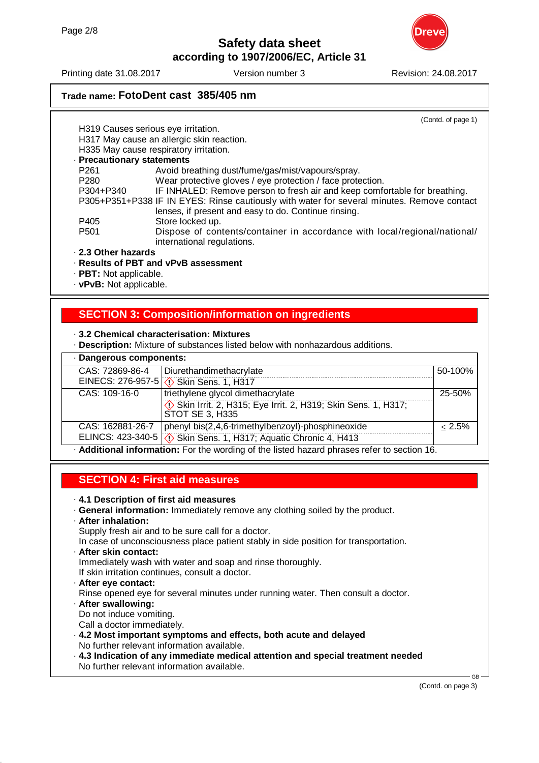Trade name: **FotoDent cast 385/405 nm**

(Contd. of page 1)

H319 Causes serious eye irritation.
H317 May cause an allergic skin reaction.
H335 May cause respiratory irritation.

· **Precautionary statements**

P261 Avoid breathing dust/fume/gas/mist/vapours/spray.
P280 Wear protective gloves / eye protection / face protection.
P304+P340 IF INHALED: Remove person to fresh air and keep comfortable for breathing.
P305+P351+P338 IF IN EYES: Rinse cautiously with water for several minutes. Remove contact lenses, if present and easy to do. Continue rinsing.
P405 Store locked up.
P501 Dispose of contents/container in accordance with local/regional/national/ international regulations.

· **2.3 Other hazards**
· **Results of PBT and vPvB assessment**
· **PBT:** Not applicable.
· **vPvB:** Not applicable.

## SECTION 3: Composition/information on ingredients

· **3.2 Chemical characterisation: Mixtures**
· **Description:** Mixture of substances listed below with nonhazardous additions.

· **Dangerous components:**

| CAS / EINECS | Component | % |
|---|---|---|
| CAS: 72869-86-4<br>EINECS: 276-957-5 | Diurethandimethacrylate<br>Skin Sens. 1, H317 | 50-100% |
| CAS: 109-16-0 | triethylene glycol dimethacrylate<br>Skin Irrit. 2, H315; Eye Irrit. 2, H319; Skin Sens. 1, H317; STOT SE 3, H335 | 25-50% |
| CAS: 162881-26-7<br>ELINCS: 423-340-5 | phenyl bis(2,4,6-trimethylbenzoyl)-phosphineoxide<br>Skin Sens. 1, H317; Aquatic Chronic 4, H413 | ≤ 2.5% |

· **Additional information:** For the wording of the listed hazard phrases refer to section 16.

## SECTION 4: First aid measures

· **4.1 Description of first aid measures**
· **General information:** Immediately remove any clothing soiled by the product.
· **After inhalation:**
Supply fresh air and to be sure call for a doctor.
In case of unconsciousness place patient stably in side position for transportation.
· **After skin contact:**
Immediately wash with water and soap and rinse thoroughly.
If skin irritation continues, consult a doctor.
· **After eye contact:**
Rinse opened eye for several minutes under running water. Then consult a doctor.
· **After swallowing:**
Do not induce vomiting.
Call a doctor immediately.
· **4.2 Most important symptoms and effects, both acute and delayed**
No further relevant information available.
· **4.3 Indication of any immediate medical attention and special treatment needed**
No further relevant information available.

(Contd. on page 3)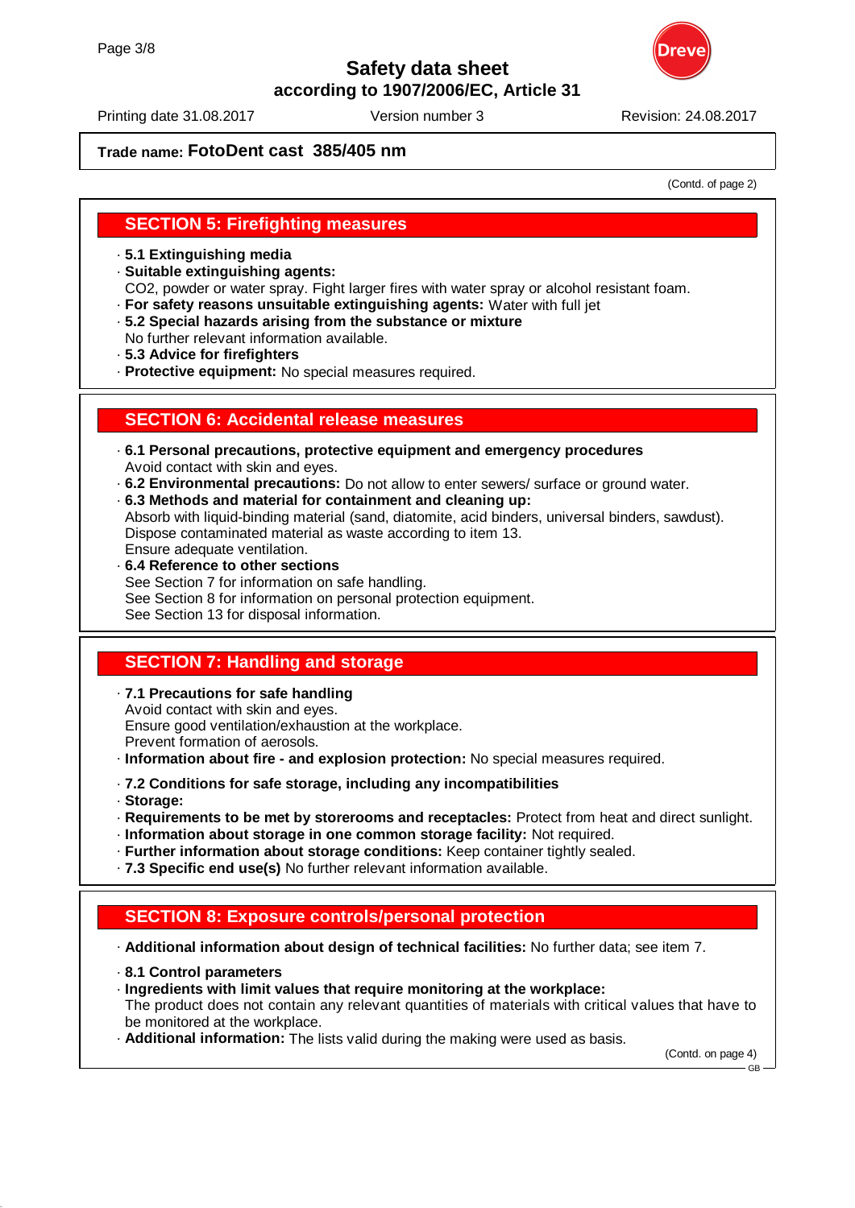Trade name: **FotoDent cast 385/405 nm**

(Contd. of page 2)

## SECTION 5: Firefighting measures

- **5.1 Extinguishing media**
- **Suitable extinguishing agents:**
  $CO_2$, powder or water spray. Fight larger fires with water spray or alcohol resistant foam.
- **For safety reasons unsuitable extinguishing agents:** Water with full jet
- **5.2 Special hazards arising from the substance or mixture**
  No further relevant information available.
- **5.3 Advice for firefighters**
- **Protective equipment:** No special measures required.

## SECTION 6: Accidental release measures

- **6.1 Personal precautions, protective equipment and emergency procedures**
  Avoid contact with skin and eyes.
- **6.2 Environmental precautions:** Do not allow to enter sewers/ surface or ground water.
- **6.3 Methods and material for containment and cleaning up:**
  Absorb with liquid-binding material (sand, diatomite, acid binders, universal binders, sawdust).
  Dispose contaminated material as waste according to item 13.
  Ensure adequate ventilation.
- **6.4 Reference to other sections**
  See Section 7 for information on safe handling.
  See Section 8 for information on personal protection equipment.
  See Section 13 for disposal information.

## SECTION 7: Handling and storage

- **7.1 Precautions for safe handling**
  Avoid contact with skin and eyes.
  Ensure good ventilation/exhaustion at the workplace.
  Prevent formation of aerosols.
- **Information about fire - and explosion protection:** No special measures required.
- **7.2 Conditions for safe storage, including any incompatibilities**
- **Storage:**
- **Requirements to be met by storerooms and receptacles:** Protect from heat and direct sunlight.
- **Information about storage in one common storage facility:** Not required.
- **Further information about storage conditions:** Keep container tightly sealed.
- **7.3 Specific end use(s)** No further relevant information available.

## SECTION 8: Exposure controls/personal protection

- **Additional information about design of technical facilities:** No further data; see item 7.
- **8.1 Control parameters**
- **Ingredients with limit values that require monitoring at the workplace:**
  The product does not contain any relevant quantities of materials with critical values that have to be monitored at the workplace.
- **Additional information:** The lists valid during the making were used as basis.

(Contd. on page 4)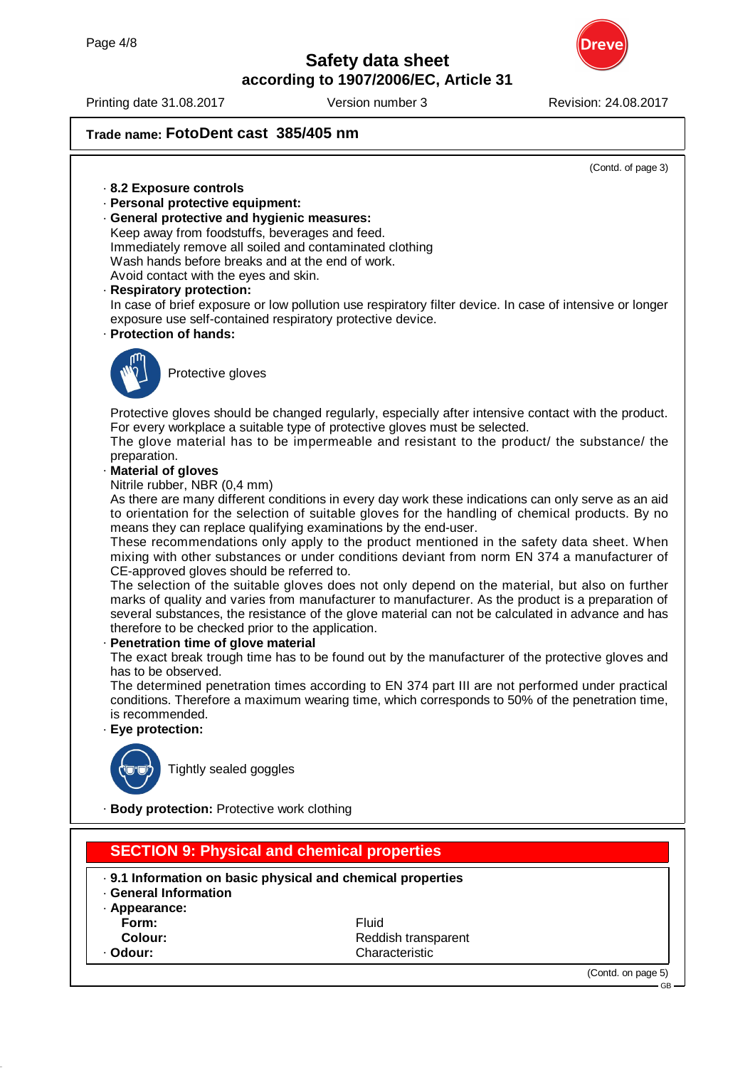**Trade name: FotoDent cast 385/405 nm**

(Contd. of page 3)

· **8.2 Exposure controls**
· **Personal protective equipment:**
· **General protective and hygienic measures:**
Keep away from foodstuffs, beverages and feed.
Immediately remove all soiled and contaminated clothing
Wash hands before breaks and at the end of work.
Avoid contact with the eyes and skin.
· **Respiratory protection:**
In case of brief exposure or low pollution use respiratory filter device. In case of intensive or longer exposure use self-contained respiratory protective device.
· **Protection of hands:**

Protective gloves

Protective gloves should be changed regularly, especially after intensive contact with the product.
For every workplace a suitable type of protective gloves must be selected.
The glove material has to be impermeable and resistant to the product/ the substance/ the preparation.
· **Material of gloves**
Nitrile rubber, NBR (0,4 mm)
As there are many different conditions in every day work these indications can only serve as an aid to orientation for the selection of suitable gloves for the handling of chemical products. By no means they can replace qualifying examinations by the end-user.
These recommendations only apply to the product mentioned in the safety data sheet. When mixing with other substances or under conditions deviant from norm EN 374 a manufacturer of CE-approved gloves should be referred to.
The selection of the suitable gloves does not only depend on the material, but also on further marks of quality and varies from manufacturer to manufacturer. As the product is a preparation of several substances, the resistance of the glove material can not be calculated in advance and has therefore to be checked prior to the application.
· **Penetration time of glove material**
The exact break trough time has to be found out by the manufacturer of the protective gloves and has to be observed.
The determined penetration times according to EN 374 part III are not performed under practical conditions. Therefore a maximum wearing time, which corresponds to 50% of the penetration time, is recommended.
· **Eye protection:**

Tightly sealed goggles

· **Body protection:** Protective work clothing

## SECTION 9: Physical and chemical properties

· **9.1 Information on basic physical and chemical properties**
· **General Information**
· **Appearance:**

| | |
|---|---|
| **Form:** | Fluid |
| **Colour:** | Reddish transparent |
| · **Odour:** | Characteristic |

(Contd. on page 5)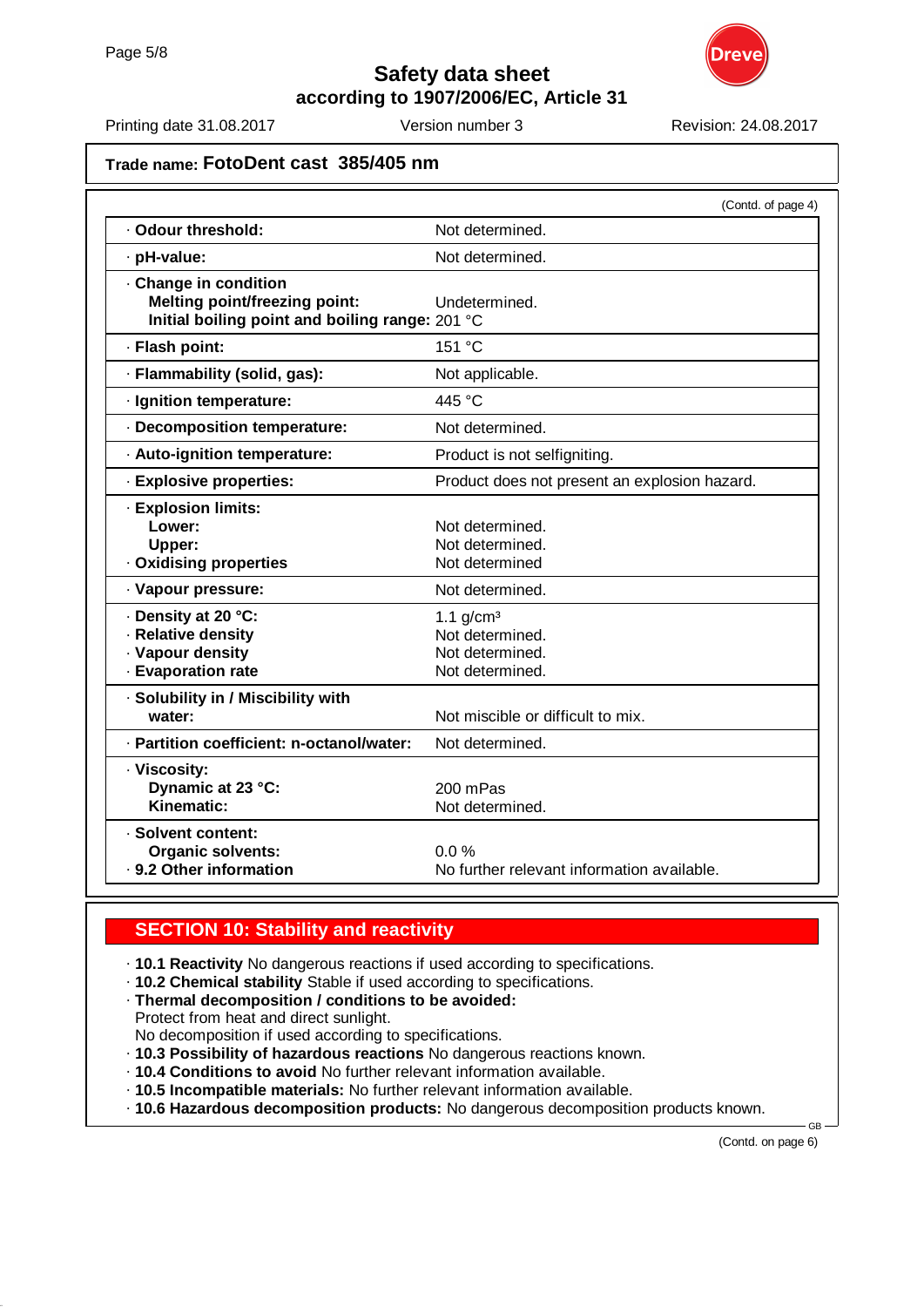# Safety data sheet
## according to 1907/2006/EC, Article 31

Printing date 31.08.2017 | Version number 3 | Revision: 24.08.2017

**Trade name: FotoDent cast 385/405 nm**

(Contd. of page 4)

| | |
|---|---|
| · **Odour threshold:** | Not determined. |
| · **pH-value:** | Not determined. |
| · **Change in condition**<br>**Melting point/freezing point:**<br>**Initial boiling point and boiling range:** | <br>Undetermined.<br>201 °C |
| · **Flash point:** | 151 °C |
| · **Flammability (solid, gas):** | Not applicable. |
| · **Ignition temperature:** | 445 °C |
| · **Decomposition temperature:** | Not determined. |
| · **Auto-ignition temperature:** | Product is not selfigniting. |
| · **Explosive properties:** | Product does not present an explosion hazard. |
| · **Explosion limits:**<br>**Lower:**<br>**Upper:**<br>· **Oxidising properties** | <br>Not determined.<br>Not determined.<br>Not determined |
| · **Vapour pressure:** | Not determined. |
| · **Density at 20 °C:**<br>· **Relative density**<br>· **Vapour density**<br>· **Evaporation rate** | 1.1 g/cm³<br>Not determined.<br>Not determined.<br>Not determined. |
| · **Solubility in / Miscibility with**<br>**water:** | <br>Not miscible or difficult to mix. |
| · **Partition coefficient: n-octanol/water:** | Not determined. |
| · **Viscosity:**<br>**Dynamic at 23 °C:**<br>**Kinematic:** | <br>200 mPas<br>Not determined. |
| · **Solvent content:**<br>**Organic solvents:**<br>· **9.2 Other information** | <br>0.0 %<br>No further relevant information available. |

## SECTION 10: Stability and reactivity

- · **10.1 Reactivity** No dangerous reactions if used according to specifications.
- · **10.2 Chemical stability** Stable if used according to specifications.
- · **Thermal decomposition / conditions to be avoided:**
  Protect from heat and direct sunlight.
  No decomposition if used according to specifications.
- · **10.3 Possibility of hazardous reactions** No dangerous reactions known.
- · **10.4 Conditions to avoid** No further relevant information available.
- · **10.5 Incompatible materials:** No further relevant information available.
- · **10.6 Hazardous decomposition products:** No dangerous decomposition products known.

(Contd. on page 6)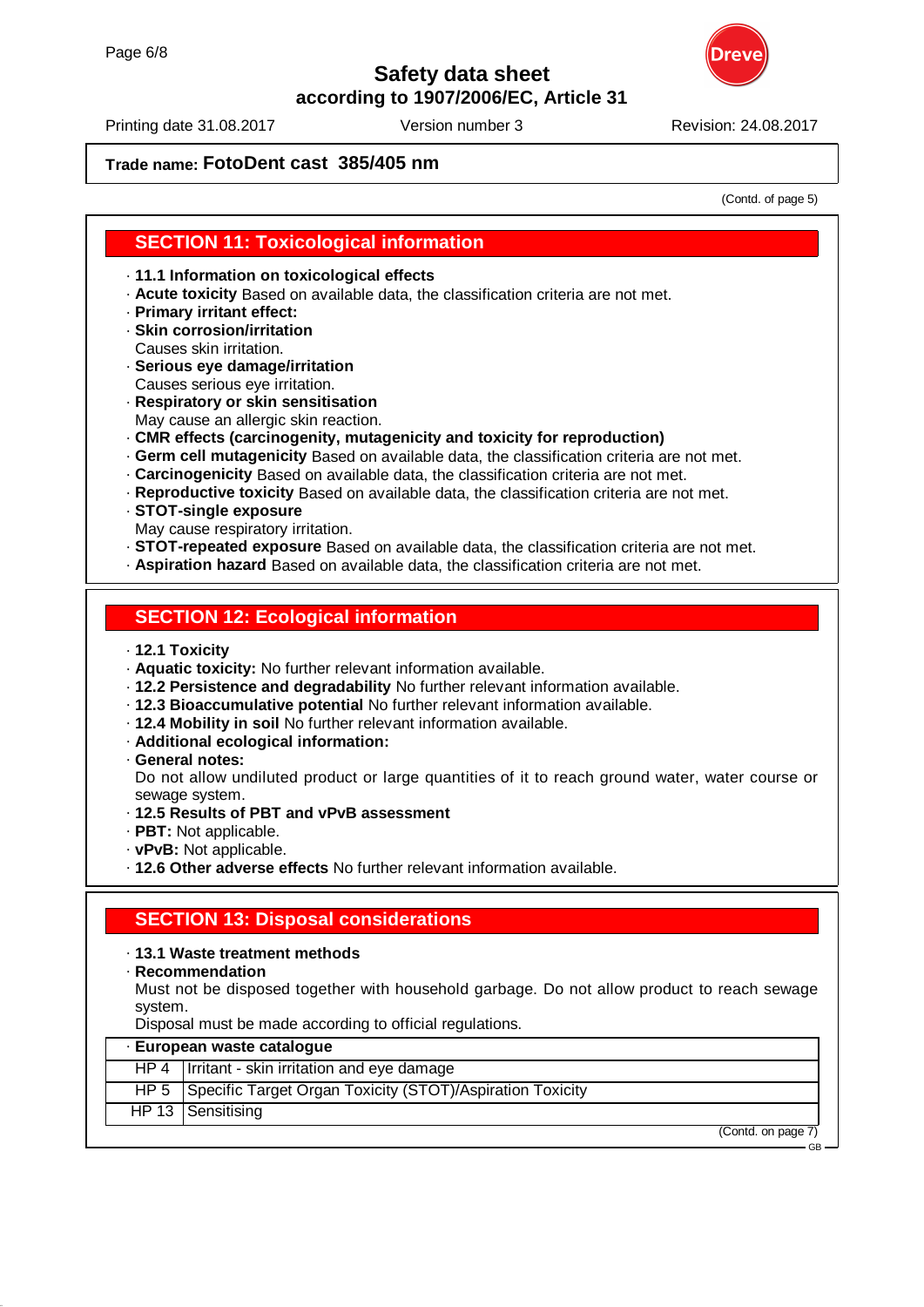**Trade name: FotoDent cast 385/405 nm**

(Contd. of page 5)

## SECTION 11: Toxicological information

- **11.1 Information on toxicological effects**
- **Acute toxicity** Based on available data, the classification criteria are not met.
- **Primary irritant effect:**
- **Skin corrosion/irritation**
  Causes skin irritation.
- **Serious eye damage/irritation**
  Causes serious eye irritation.
- **Respiratory or skin sensitisation**
  May cause an allergic skin reaction.
- **CMR effects (carcinogenity, mutagenicity and toxicity for reproduction)**
- **Germ cell mutagenicity** Based on available data, the classification criteria are not met.
- **Carcinogenicity** Based on available data, the classification criteria are not met.
- **Reproductive toxicity** Based on available data, the classification criteria are not met.
- **STOT-single exposure**
  May cause respiratory irritation.
- **STOT-repeated exposure** Based on available data, the classification criteria are not met.
- **Aspiration hazard** Based on available data, the classification criteria are not met.

## SECTION 12: Ecological information

- **12.1 Toxicity**
- **Aquatic toxicity:** No further relevant information available.
- **12.2 Persistence and degradability** No further relevant information available.
- **12.3 Bioaccumulative potential** No further relevant information available.
- **12.4 Mobility in soil** No further relevant information available.
- **Additional ecological information:**
- **General notes:**
  Do not allow undiluted product or large quantities of it to reach ground water, water course or sewage system.
- **12.5 Results of PBT and vPvB assessment**
- **PBT:** Not applicable.
- **vPvB:** Not applicable.
- **12.6 Other adverse effects** No further relevant information available.

## SECTION 13: Disposal considerations

- **13.1 Waste treatment methods**
- **Recommendation**
  Must not be disposed together with household garbage. Do not allow product to reach sewage system.
  Disposal must be made according to official regulations.

| · European waste catalogue | |
|---|---|
| HP 4 | Irritant - skin irritation and eye damage |
| HP 5 | Specific Target Organ Toxicity (STOT)/Aspiration Toxicity |
| HP 13 | Sensitising |

(Contd. on page 7)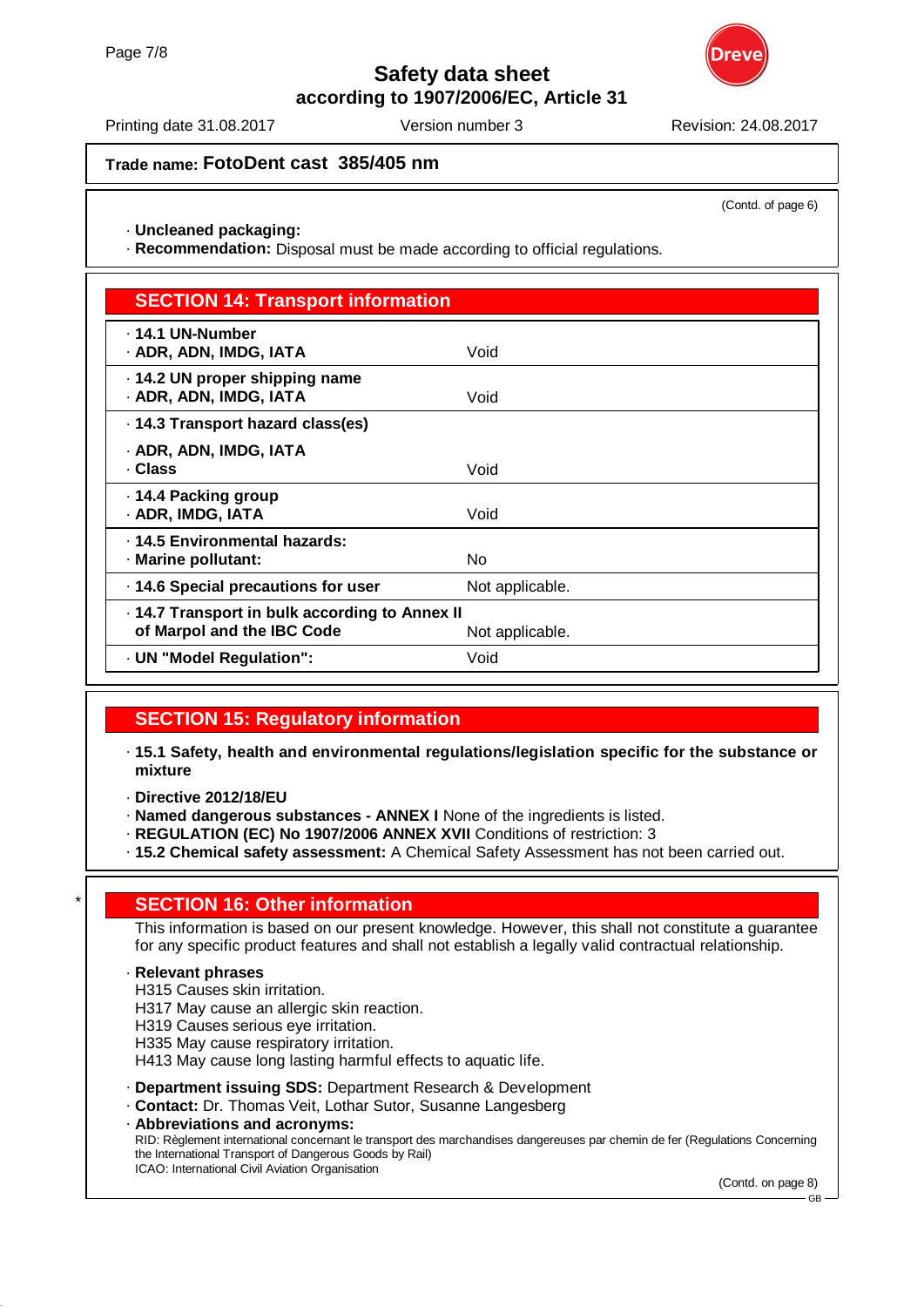Trade name: **FotoDent cast 385/405 nm**

(Contd. of page 6)

· **Uncleaned packaging:**
· **Recommendation:** Disposal must be made according to official regulations.

## SECTION 14: Transport information

| | |
|---|---|
| · **14.1 UN-Number** · **ADR, ADN, IMDG, IATA** | Void |
| · **14.2 UN proper shipping name** · **ADR, ADN, IMDG, IATA** | Void |
| · **14.3 Transport hazard class(es)** · **ADR, ADN, IMDG, IATA** · **Class** | Void |
| · **14.4 Packing group** · **ADR, IMDG, IATA** | Void |
| · **14.5 Environmental hazards:** · **Marine pollutant:** | No |
| · **14.6 Special precautions for user** | Not applicable. |
| · **14.7 Transport in bulk according to Annex II of Marpol and the IBC Code** | Not applicable. |
| · **UN "Model Regulation":** | Void |

## SECTION 15: Regulatory information

· **15.1 Safety, health and environmental regulations/legislation specific for the substance or mixture**

· **Directive 2012/18/EU**
· **Named dangerous substances - ANNEX I** None of the ingredients is listed.
· **REGULATION (EC) No 1907/2006 ANNEX XVII** Conditions of restriction: 3
· **15.2 Chemical safety assessment:** A Chemical Safety Assessment has not been carried out.

## SECTION 16: Other information

This information is based on our present knowledge. However, this shall not constitute a guarantee for any specific product features and shall not establish a legally valid contractual relationship.

· **Relevant phrases**
H315 Causes skin irritation.
H317 May cause an allergic skin reaction.
H319 Causes serious eye irritation.
H335 May cause respiratory irritation.
H413 May cause long lasting harmful effects to aquatic life.

· **Department issuing SDS:** Department Research & Development
· **Contact:** Dr. Thomas Veit, Lothar Sutor, Susanne Langesberg
· **Abbreviations and acronyms:**
RID: Règlement international concernant le transport des marchandises dangereuses par chemin de fer (Regulations Concerning the International Transport of Dangerous Goods by Rail)
ICAO: International Civil Aviation Organisation

(Contd. on page 8)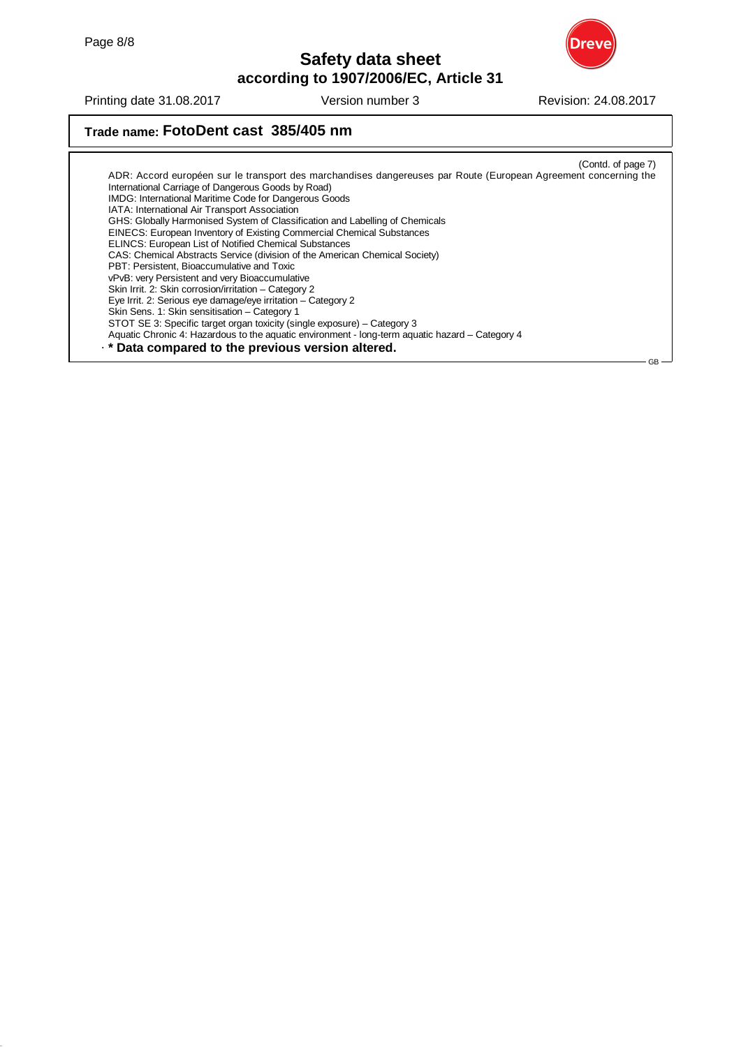**Trade name: FotoDent cast 385/405 nm**

(Contd. of page 7)

ADR: Accord européen sur le transport des marchandises dangereuses par Route (European Agreement concerning the International Carriage of Dangerous Goods by Road)
IMDG: International Maritime Code for Dangerous Goods
IATA: International Air Transport Association
GHS: Globally Harmonised System of Classification and Labelling of Chemicals
EINECS: European Inventory of Existing Commercial Chemical Substances
ELINCS: European List of Notified Chemical Substances
CAS: Chemical Abstracts Service (division of the American Chemical Society)
PBT: Persistent, Bioaccumulative and Toxic
vPvB: very Persistent and very Bioaccumulative
Skin Irrit. 2: Skin corrosion/irritation – Category 2
Eye Irrit. 2: Serious eye damage/eye irritation – Category 2
Skin Sens. 1: Skin sensitisation – Category 1
STOT SE 3: Specific target organ toxicity (single exposure) – Category 3
Aquatic Chronic 4: Hazardous to the aquatic environment - long-term aquatic hazard – Category 4

· **\* Data compared to the previous version altered.**